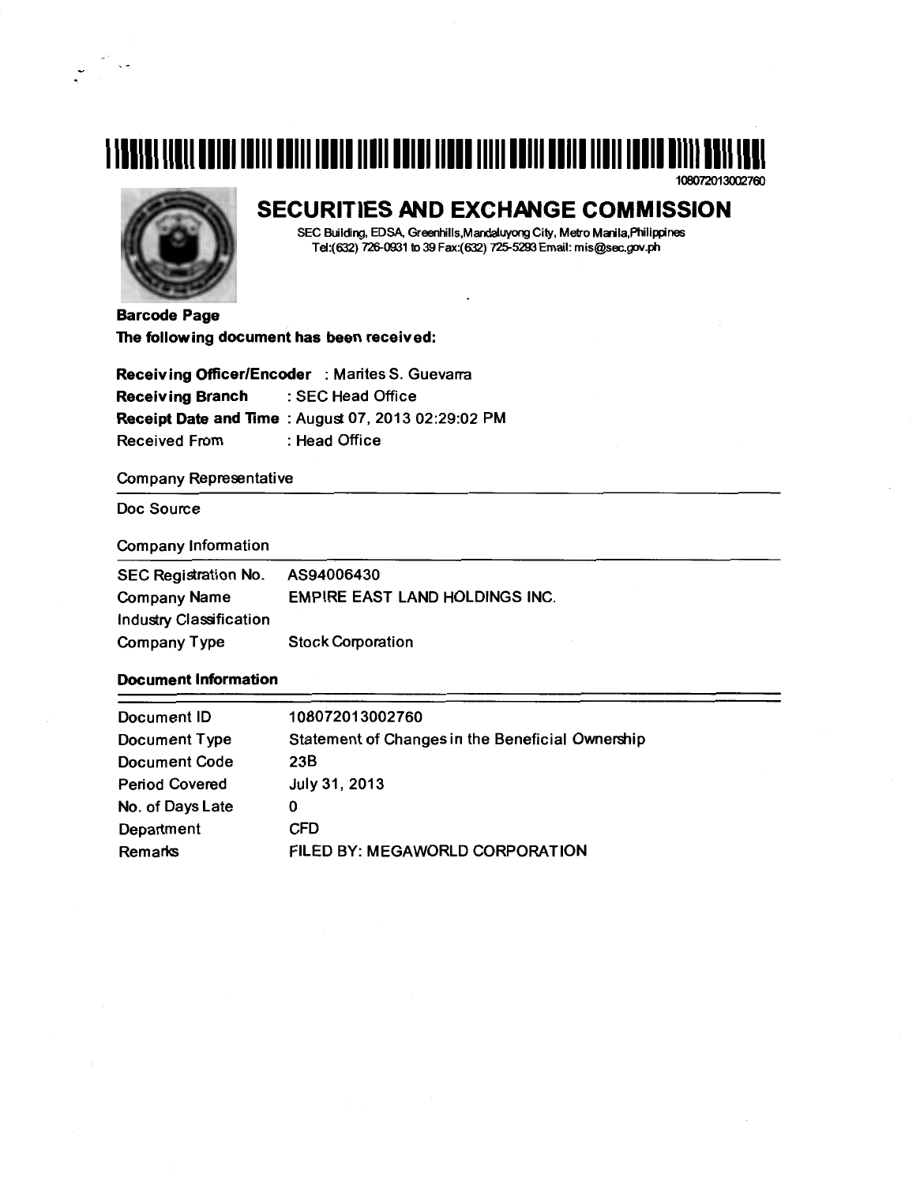108072013002760

# SECURITIES AND EXCHANGE COMMISSION

SEC Building, EDSA, Greenhills, Mandaluyong City, Metro Manila, Philippines
Tel:(632) 726-0931 to 39 Fax:(632) 725-5293 Email: mis@sec.gov.ph

**Barcode Page**

**The following document has been received:**

**Receiving Officer/Encoder** : Marites S. Guevarra
**Receiving Branch** : SEC Head Office
**Receipt Date and Time** : August 07, 2013 02:29:02 PM
Received From : Head Office

Company Representative

Doc Source

Company Information

| | |
|---|---|
| SEC Registration No. | AS94006430 |
| Company Name | EMPIRE EAST LAND HOLDINGS INC. |
| Industry Classification | |
| Company Type | Stock Corporation |

**Document Information**

| | |
|---|---|
| Document ID | 108072013002760 |
| Document Type | Statement of Changes in the Beneficial Ownership |
| Document Code | 23B |
| Period Covered | July 31, 2013 |
| No. of Days Late | 0 |
| Department | CFD |
| Remarks | FILED BY: MEGAWORLD CORPORATION |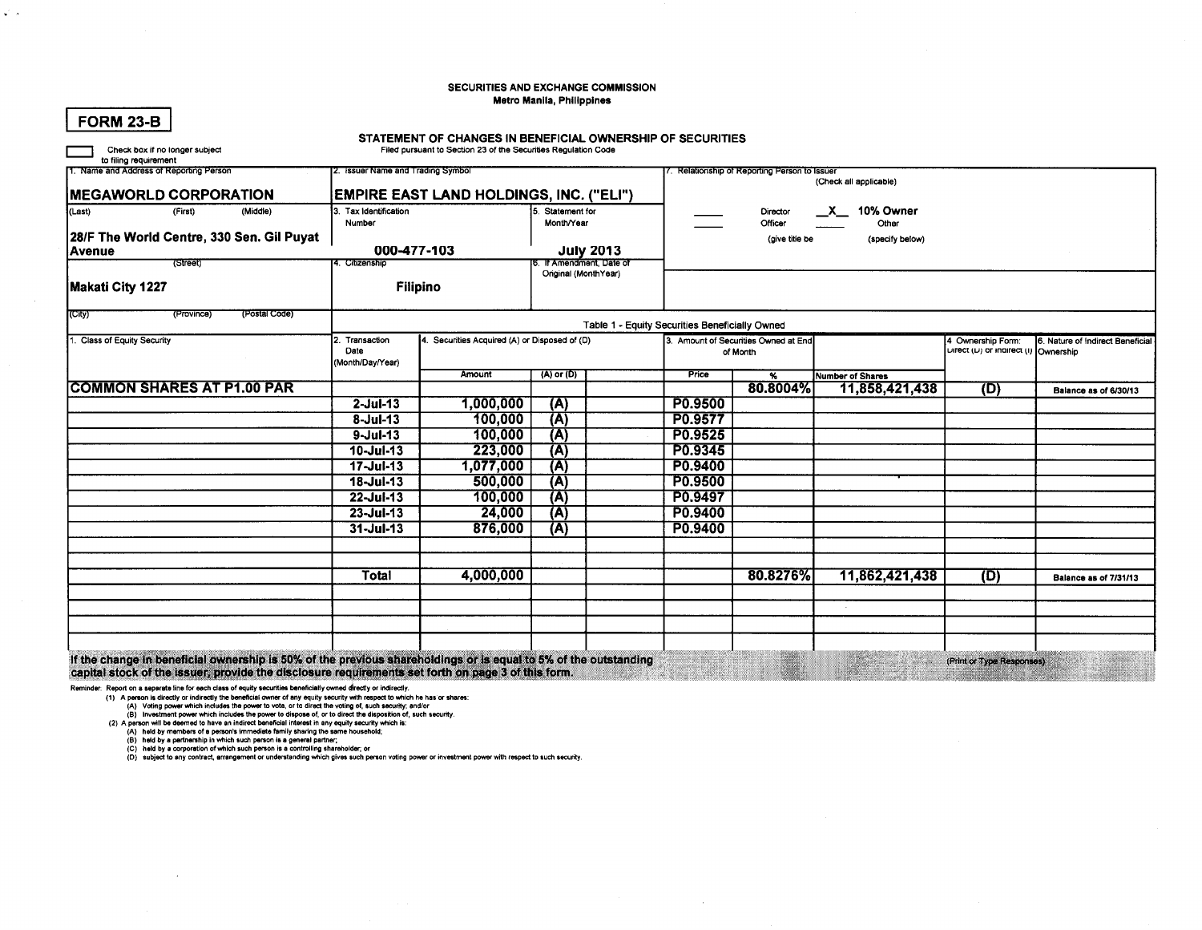SECURITIES AND EXCHANGE COMMISSION
Metro Manila, Philippines

# FORM 23-B

## STATEMENT OF CHANGES IN BENEFICIAL OWNERSHIP OF SECURITIES

Filed pursuant to Section 23 of the Securities Regulation Code

☐ Check box if no longer subject to filing requirement

| 1. Name and Address of Reporting Person | 2. Issuer Name and Trading Symbol | | 7. Relationship of Reporting Person to Issuer (Check all applicable) |
|---|---|---|---|
| **MEGAWORLD CORPORATION** | **EMPIRE EAST LAND HOLDINGS, INC. ("ELI")** | | ____ Director &nbsp; _X_ 10% Owner |
| (Last) (First) (Middle) | 3. Tax Identification Number | 5. Statement for Month/Year | ____ Officer (give title below) &nbsp; ____ Other (specify below) |
| **28/F The World Centre, 330 Sen. Gil Puyat Avenue** (Street) | **000-477-103** | **July 2013** | |
| **Makati City 1227** | 4. Citizenship **Filipino** | 6. If Amendment, Date of Original (MonthYear) | |
| (City) (Province) (Postal Code) | | | |

**Table 1 - Equity Securities Beneficially Owned**

| 1. Class of Equity Security | 2. Transaction Date (Month/Day/Year) | 4. Securities Acquired (A) or Disposed of (D) Amount | (A) or (D) | Price | 3. Amount of Securities Owned at End of Month % | Number of Shares | 4 Ownership Form: Direct (D) or Indirect (I) | 6. Nature of Indirect Beneficial Ownership |
|---|---|---|---|---|---|---|---|---|
| **COMMON SHARES AT P1.00 PAR** | | | | | **80.8004%** | **11,858,421,438** | **(D)** | **Balance as of 6/30/13** |
| | **2-Jul-13** | **1,000,000** | **(A)** | **P0.9500** | | | | |
| | **8-Jul-13** | **100,000** | **(A)** | **P0.9577** | | | | |
| | **9-Jul-13** | **100,000** | **(A)** | **P0.9525** | | | | |
| | **10-Jul-13** | **223,000** | **(A)** | **P0.9345** | | | | |
| | **17-Jul-13** | **1,077,000** | **(A)** | **P0.9400** | | | | |
| | **18-Jul-13** | **500,000** | **(A)** | **P0.9500** | | | | |
| | **22-Jul-13** | **100,000** | **(A)** | **P0.9497** | | | | |
| | **23-Jul-13** | **24,000** | **(A)** | **P0.9400** | | | | |
| | **31-Jul-13** | **876,000** | **(A)** | **P0.9400** | | | | |
| | **Total** | **4,000,000** | | | **80.8276%** | **11,862,421,438** | **(D)** | **Balance as of 7/31/13** |

**If the change in beneficial ownership is 50% of the previous shareholdings or is equal to 5% of the outstanding capital stock of the issuer, provide the disclosure requirements set forth on page 3 of this form.**

(Print or Type Responses)

Reminder: Report on a separate line for each class of equity securities beneficially owned directly or indirectly.

(1) A person is directly or indirectly the beneficial owner of any equity security with respect to which he has or shares:
 (A) Voting power which includes the power to vote, or to direct the voting of, such security; and/or
 (B) Investment power which includes the power to dispose of, or to direct the disposition of, such security.

(2) A person will be deemed to have an indirect beneficial interest in any equity security which is:
 (A) held by members of a person's immediate family sharing the same household;
 (B) held by a partnership in which such person is a general partner;
 (C) held by a corporation of which such person is a controlling shareholder; or
 (D) subject to any contract, arrangement or understanding which gives such person voting power or investment power with respect to such security.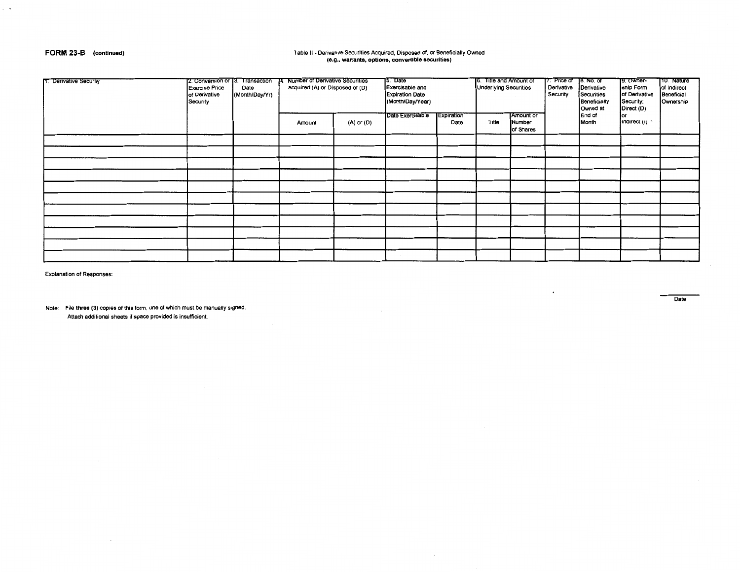**FORM 23-B** (continued)

Table II - Derivative Securities Acquired, Disposed of, or Beneficially Owned
**(e.g., warrants, options, convertible securities)**

| 1. Derivative Security | 2. Conversion or Exercise Price of Derivative Security | 3. Transaction Date (Month/Day/Yr) | 4. Number of Derivative Securities Acquired (A) or Disposed of (D) | | 5. Date Exercisable and Expiration Date (Month/Day/Year) | | 6. Title and Amount of Underlying Securities | | 7. Price of Derivative Security | 8. No. of Derivative Securities Beneficially Owned at End of Month | 9. Owner-ship Form of Derivative Security; Direct (D) or Indirect (I) | 10. Nature of Indirect Beneficial Ownership |
|---|---|---|---|---|---|---|---|---|---|---|---|---|
| | | | Amount | (A) or (D) | Date Exercisable | Expiration Date | Title | Amount or Number of Shares | | | | |
| | | | | | | | | | | | | |
| | | | | | | | | | | | | |
| | | | | | | | | | | | | |
| | | | | | | | | | | | | |
| | | | | | | | | | | | | |
| | | | | | | | | | | | | |
| | | | | | | | | | | | | |
| | | | | | | | | | | | | |
| | | | | | | | | | | | | |
| | | | | | | | | | | | | |
| | | | | | | | | | | | | |

Explanation of Responses:

Date

Note: File **three (3)** copies of this form, one of which must be manually signed.
Attach additional sheets if space provided is insufficient.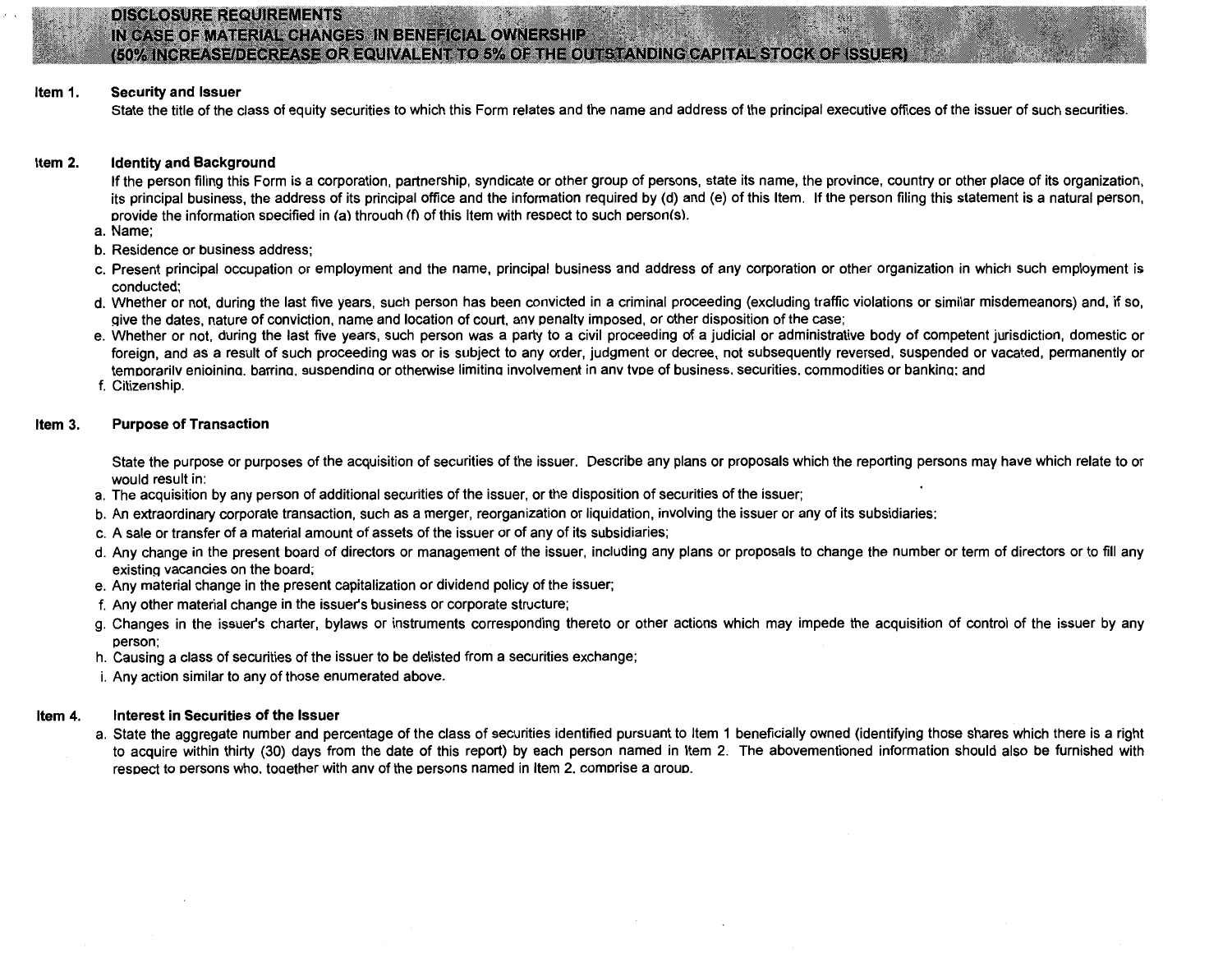# DISCLOSURE REQUIREMENTS
# IN CASE OF MATERIAL CHANGES IN BENEFICIAL OWNERSHIP
# (50% INCREASE/DECREASE OR EQUIVALENT TO 5% OF THE OUTSTANDING CAPITAL STOCK OF ISSUER)

**Item 1. Security and Issuer**

State the title of the class of equity securities to which this Form relates and the name and address of the principal executive offices of the issuer of such securities.

**Item 2. Identity and Background**

If the person filing this Form is a corporation, partnership, syndicate or other group of persons, state its name, the province, country or other place of its organization, its principal business, the address of its principal office and the information required by (d) and (e) of this Item. If the person filing this statement is a natural person, provide the information specified in (a) through (f) of this Item with respect to such person(s).

a. Name;
b. Residence or business address;
c. Present principal occupation or employment and the name, principal business and address of any corporation or other organization in which such employment is conducted;
d. Whether or not, during the last five years, such person has been convicted in a criminal proceeding (excluding traffic violations or similar misdemeanors) and, if so, give the dates, nature of conviction, name and location of court, any penalty imposed, or other disposition of the case;
e. Whether or not, during the last five years, such person was a party to a civil proceeding of a judicial or administrative body of competent jurisdiction, domestic or foreign, and as a result of such proceeding was or is subject to any order, judgment or decree, not subsequently reversed, suspended or vacated, permanently or temporarily enjoining, barring, suspending or otherwise limiting involvement in any type of business, securities, commodities or banking; and
f. Citizenship.

**Item 3. Purpose of Transaction**

State the purpose or purposes of the acquisition of securities of the issuer. Describe any plans or proposals which the reporting persons may have which relate to or would result in:

a. The acquisition by any person of additional securities of the issuer, or the disposition of securities of the issuer;
b. An extraordinary corporate transaction, such as a merger, reorganization or liquidation, involving the issuer or any of its subsidiaries;
c. A sale or transfer of a material amount of assets of the issuer or of any of its subsidiaries;
d. Any change in the present board of directors or management of the issuer, including any plans or proposals to change the number or term of directors or to fill any existing vacancies on the board;
e. Any material change in the present capitalization or dividend policy of the issuer;
f. Any other material change in the issuer's business or corporate structure;
g. Changes in the issuer's charter, bylaws or instruments corresponding thereto or other actions which may impede the acquisition of control of the issuer by any person;
h. Causing a class of securities of the issuer to be delisted from a securities exchange;
i. Any action similar to any of those enumerated above.

**Item 4. Interest in Securities of the Issuer**

a. State the aggregate number and percentage of the class of securities identified pursuant to Item 1 beneficially owned (identifying those shares which there is a right to acquire within thirty (30) days from the date of this report) by each person named in Item 2. The abovementioned information should also be furnished with respect to persons who, together with any of the persons named in Item 2, comprise a group.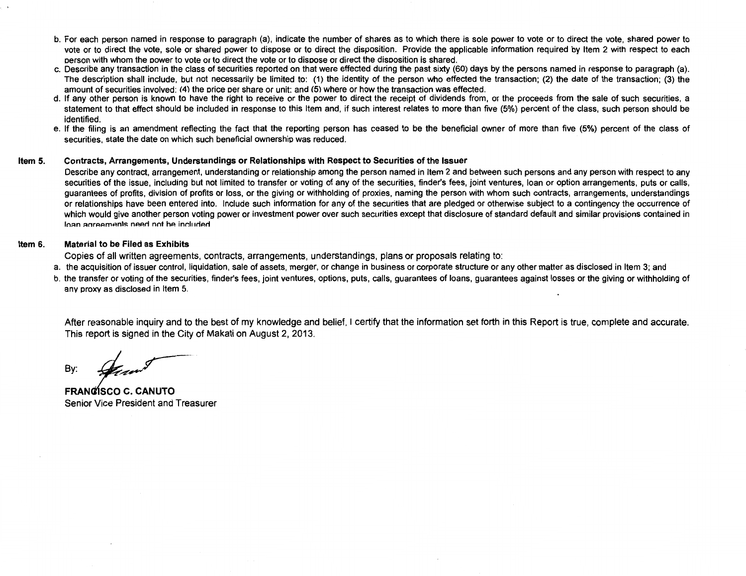b. For each person named in response to paragraph (a), indicate the number of shares as to which there is sole power to vote or to direct the vote, shared power to vote or to direct the vote, sole or shared power to dispose or to direct the disposition. Provide the applicable information required by Item 2 with respect to each person with whom the power to vote or to direct the vote or to dispose or direct the disposition is shared.

c. Describe any transaction in the class of securities reported on that were effected during the past sixty (60) days by the persons named in response to paragraph (a). The description shall include, but not necessarily be limited to: (1) the identity of the person who effected the transaction; (2) the date of the transaction; (3) the amount of securities involved; (4) the price per share or unit; and (5) where or how the transaction was effected.

d. If any other person is known to have the right to receive or the power to direct the receipt of dividends from, or the proceeds from the sale of such securities, a statement to that effect should be included in response to this Item and, if such interest relates to more than five (5%) percent of the class, such person should be identified.

e. If the filing is an amendment reflecting the fact that the reporting person has ceased to be the beneficial owner of more than five (5%) percent of the class of securities, state the date on which such beneficial ownership was reduced.

**Item 5. Contracts, Arrangements, Understandings or Relationships with Respect to Securities of the Issuer**

Describe any contract, arrangement, understanding or relationship among the person named in Item 2 and between such persons and any person with respect to any securities of the issue, including but not limited to transfer or voting of any of the securities, finder's fees, joint ventures, loan or option arrangements, puts or calls, guarantees of profits, division of profits or loss, or the giving or withholding of proxies, naming the person with whom such contracts, arrangements, understandings or relationships have been entered into. Include such information for any of the securities that are pledged or otherwise subject to a contingency the occurrence of which would give another person voting power or investment power over such securities except that disclosure of standard default and similar provisions contained in loan agreements need not be included.

**Item 6. Material to be Filed as Exhibits**

Copies of all written agreements, contracts, arrangements, understandings, plans or proposals relating to:

a. the acquisition of issuer control, liquidation, sale of assets, merger, or change in business or corporate structure or any other matter as disclosed in Item 3; and

b. the transfer or voting of the securities, finder's fees, joint ventures, options, puts, calls, guarantees of loans, guarantees against losses or the giving or withholding of any proxy as disclosed in Item 5.

After reasonable inquiry and to the best of my knowledge and belief, I certify that the information set forth in this Report is true, complete and accurate. This report is signed in the City of Makati on August 2, 2013.

By:

**FRANCISCO C. CANUTO**
Senior Vice President and Treasurer